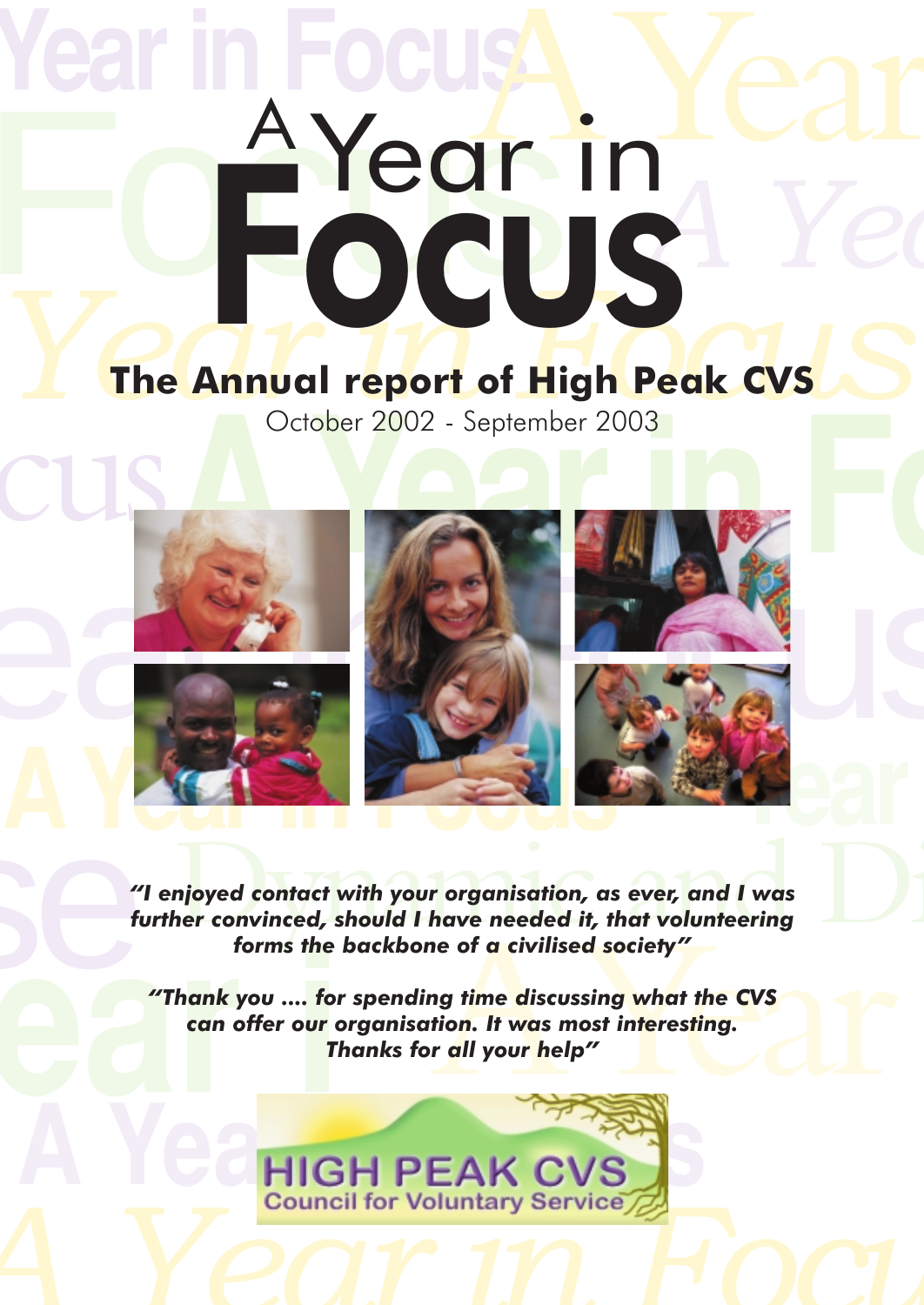# A Year in Focus

## The Annual report of High Peak CVS

October 2002 - September 2003

***"I enjoyed contact with your organisation, as ever, and I was further convinced, should I have needed it, that volunteering forms the backbone of a civilised society"***

***"Thank you .... for spending time discussing what the CVS can offer our organisation. It was most interesting. Thanks for all your help"***

HIGH PEAK CVS
Council for Voluntary Service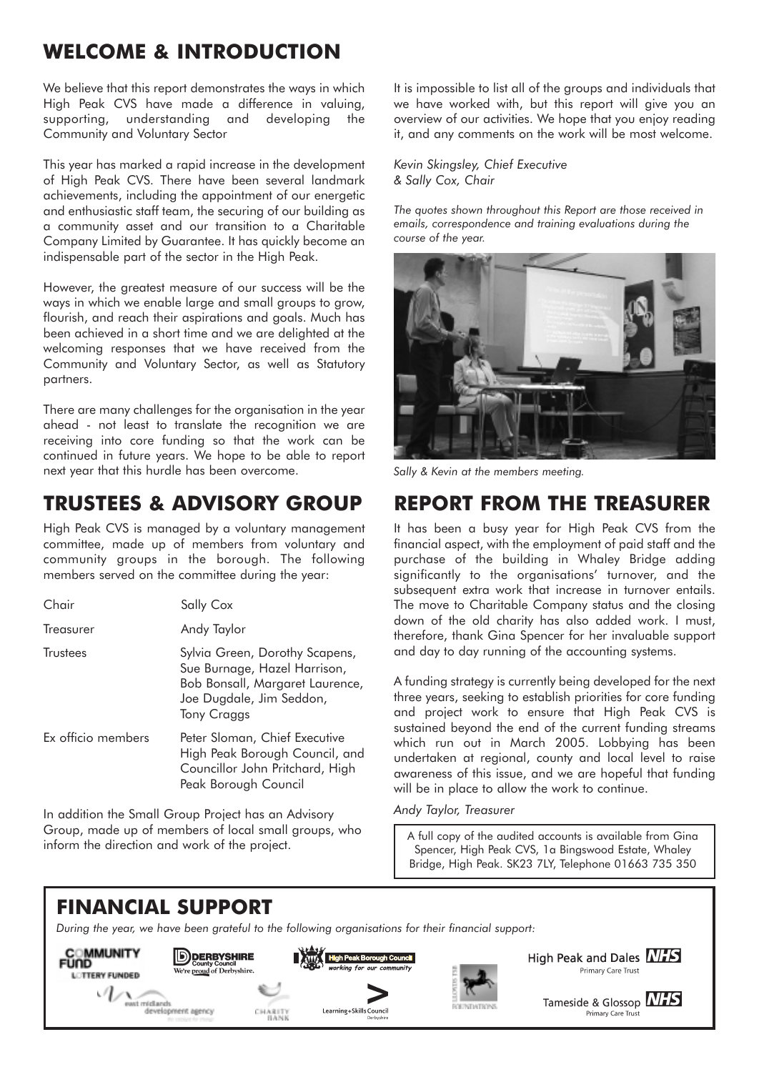## WELCOME & INTRODUCTION

We believe that this report demonstrates the ways in which High Peak CVS have made a difference in valuing, supporting, understanding and developing the Community and Voluntary Sector

This year has marked a rapid increase in the development of High Peak CVS. There have been several landmark achievements, including the appointment of our energetic and enthusiastic staff team, the securing of our building as a community asset and our transition to a Charitable Company Limited by Guarantee. It has quickly become an indispensable part of the sector in the High Peak.

However, the greatest measure of our success will be the ways in which we enable large and small groups to grow, flourish, and reach their aspirations and goals. Much has been achieved in a short time and we are delighted at the welcoming responses that we have received from the Community and Voluntary Sector, as well as Statutory partners.

There are many challenges for the organisation in the year ahead - not least to translate the recognition we are receiving into core funding so that the work can be continued in future years. We hope to be able to report next year that this hurdle has been overcome.

It is impossible to list all of the groups and individuals that we have worked with, but this report will give you an overview of our activities. We hope that you enjoy reading it, and any comments on the work will be most welcome.

*Kevin Skingsley, Chief Executive*
*& Sally Cox, Chair*

*The quotes shown throughout this Report are those received in emails, correspondence and training evaluations during the course of the year.*

*Sally & Kevin at the members meeting.*

## TRUSTEES & ADVISORY GROUP

High Peak CVS is managed by a voluntary management committee, made up of members from voluntary and community groups in the borough. The following members served on the committee during the year:

| | |
|---|---|
| Chair | Sally Cox |
| Treasurer | Andy Taylor |
| Trustees | Sylvia Green, Dorothy Scapens, Sue Burnage, Hazel Harrison, Bob Bonsall, Margaret Laurence, Joe Dugdale, Jim Seddon, Tony Craggs |
| Ex officio members | Peter Sloman, Chief Executive High Peak Borough Council, and Councillor John Pritchard, High Peak Borough Council |

In addition the Small Group Project has an Advisory Group, made up of members of local small groups, who inform the direction and work of the project.

## REPORT FROM THE TREASURER

It has been a busy year for High Peak CVS from the financial aspect, with the employment of paid staff and the purchase of the building in Whaley Bridge adding significantly to the organisations' turnover, and the subsequent extra work that increase in turnover entails. The move to Charitable Company status and the closing down of the old charity has also added work. I must, therefore, thank Gina Spencer for her invaluable support and day to day running of the accounting systems.

A funding strategy is currently being developed for the next three years, seeking to establish priorities for core funding and project work to ensure that High Peak CVS is sustained beyond the end of the current funding streams which run out in March 2005. Lobbying has been undertaken at regional, county and local level to raise awareness of this issue, and we are hopeful that funding will be in place to allow the work to continue.

*Andy Taylor, Treasurer*

A full copy of the audited accounts is available from Gina Spencer, High Peak CVS, 1a Bingswood Estate, Whaley Bridge, High Peak. SK23 7LY, Telephone 01663 735 350

## FINANCIAL SUPPORT

*During the year, we have been grateful to the following organisations for their financial support:*

Community Fund (Lottery Funded), Derbyshire County Council, High Peak Borough Council, Lloyds TSB Foundations, High Peak and Dales NHS Primary Care Trust, East Midlands Development Agency, Charity Bank, Learning+Skills Council Derbyshire, Tameside & Glossop NHS Primary Care Trust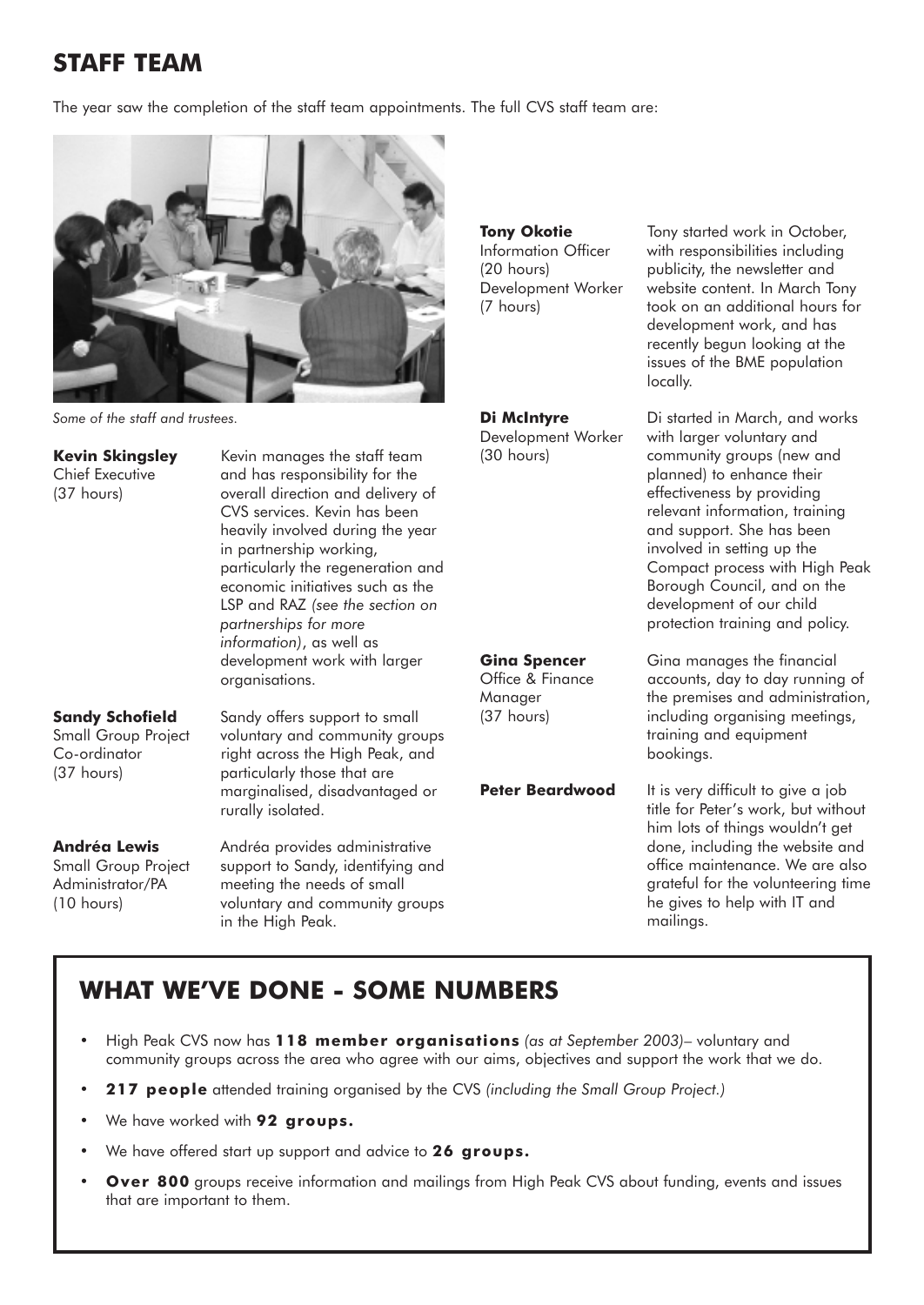## STAFF TEAM

The year saw the completion of the staff team appointments. The full CVS staff team are:

*Some of the staff and trustees.*

**Kevin Skingsley**
Chief Executive
(37 hours)

Kevin manages the staff team and has responsibility for the overall direction and delivery of CVS services. Kevin has been heavily involved during the year in partnership working, particularly the regeneration and economic initiatives such as the LSP and RAZ *(see the section on partnerships for more information)*, as well as development work with larger organisations.

**Sandy Schofield**
Small Group Project Co-ordinator
(37 hours)

Sandy offers support to small voluntary and community groups right across the High Peak, and particularly those that are marginalised, disadvantaged or rurally isolated.

**Andréa Lewis**
Small Group Project Administrator/PA
(10 hours)

Andréa provides administrative support to Sandy, identifying and meeting the needs of small voluntary and community groups in the High Peak.

**Tony Okotie**
Information Officer
(20 hours)
Development Worker
(7 hours)

Tony started work in October, with responsibilities including publicity, the newsletter and website content. In March Tony took on an additional hours for development work, and has recently begun looking at the issues of the BME population locally.

**Di McIntyre**
Development Worker
(30 hours)

Di started in March, and works with larger voluntary and community groups (new and planned) to enhance their effectiveness by providing relevant information, training and support. She has been involved in setting up the Compact process with High Peak Borough Council, and on the development of our child protection training and policy.

**Gina Spencer**
Office & Finance Manager
(37 hours)

Gina manages the financial accounts, day to day running of the premises and administration, including organising meetings, training and equipment bookings.

**Peter Beardwood**

It is very difficult to give a job title for Peter's work, but without him lots of things wouldn't get done, including the website and office maintenance. We are also grateful for the volunteering time he gives to help with IT and mailings.

## WHAT WE'VE DONE - SOME NUMBERS

- High Peak CVS now has **118 member organisations** *(as at September 2003)*– voluntary and community groups across the area who agree with our aims, objectives and support the work that we do.
- **217 people** attended training organised by the CVS *(including the Small Group Project.)*
- We have worked with **92 groups.**
- We have offered start up support and advice to **26 groups.**
- **Over 800** groups receive information and mailings from High Peak CVS about funding, events and issues that are important to them.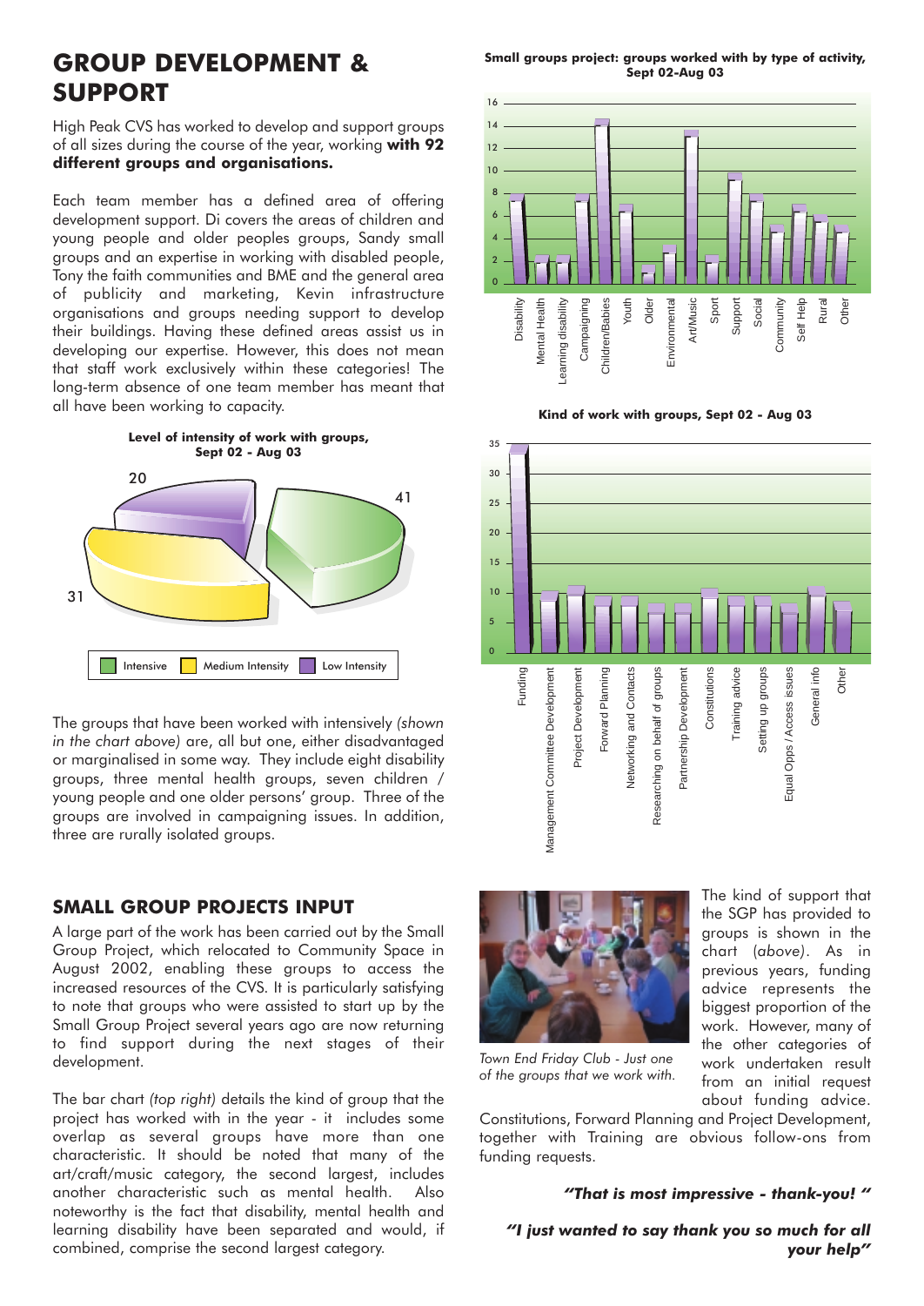# GROUP DEVELOPMENT & SUPPORT

High Peak CVS has worked to develop and support groups of all sizes during the course of the year, working **with 92 different groups and organisations.**

Each team member has a defined area of offering development support. Di covers the areas of children and young people and older peoples groups, Sandy small groups and an expertise in working with disabled people, Tony the faith communities and BME and the general area of publicity and marketing, Kevin infrastructure organisations and groups needing support to develop their buildings. Having these defined areas assist us in developing our expertise. However, this does not mean that staff work exclusively within these categories! The long-term absence of one team member has meant that all have been working to capacity.

**Level of intensity of work with groups, Sept 02 - Aug 03**

| Level | Number |
|---|---|
| Intensive | 41 |
| Medium Intensity | 31 |
| Low Intensity | 20 |

The groups that have been worked with intensively *(shown in the chart above)* are, all but one, either disadvantaged or marginalised in some way. They include eight disability groups, three mental health groups, seven children / young people and one older persons' group. Three of the groups are involved in campaigning issues. In addition, three are rurally isolated groups.

**Small groups project: groups worked with by type of activity, Sept 02-Aug 03**

| Type of activity | Approx. number |
|---|---|
| Disability | 8 |
| Mental Health | 2 |
| Learning disability | 2 |
| Campaigning | 8 |
| Children/Babies | 14 |
| Youth | 7 |
| Older | 1 |
| Environmental | 3 |
| Art/Music | 13 |
| Sport | 2 |
| Support | 10 |
| Social | 8 |
| Community | 5 |
| Self Help | 7 |
| Rural | 6 |
| Other | 5 |

**Kind of work with groups, Sept 02 - Aug 03**

| Kind of work | Approx. number |
|---|---|
| Funding | 34 |
| Management Committee Development | 10 |
| Project Development | 11 |
| Forward Planning | 9 |
| Networking and Contacts | 9 |
| Researching on behalf of groups | 8 |
| Partnership Development | 8 |
| Constitutions | 10 |
| Training advice | 9 |
| Setting up groups | 9 |
| Equal Opps / Access issues | 8 |
| General info | 10 |
| Other | 8 |

## SMALL GROUP PROJECTS INPUT

A large part of the work has been carried out by the Small Group Project, which relocated to Community Space in August 2002, enabling these groups to access the increased resources of the CVS. It is particularly satisfying to note that groups who were assisted to start up by the Small Group Project several years ago are now returning to find support during the next stages of their development.

The bar chart *(top right)* details the kind of group that the project has worked with in the year - it includes some overlap as several groups have more than one characteristic. It should be noted that many of the art/craft/music category, the second largest, includes another characteristic such as mental health. Also noteworthy is the fact that disability, mental health and learning disability have been separated and would, if combined, comprise the second largest category.

*Town End Friday Club - Just one of the groups that we work with.*

The kind of support that the SGP has provided to groups is shown in the chart *(above)*. As in previous years, funding advice represents the biggest proportion of the work. However, many of the other categories of work undertaken result from an initial request about funding advice. Constitutions, Forward Planning and Project Development, together with Training are obvious follow-ons from funding requests.

***"That is most impressive - thank-you! "***

***"I just wanted to say thank you so much for all your help"***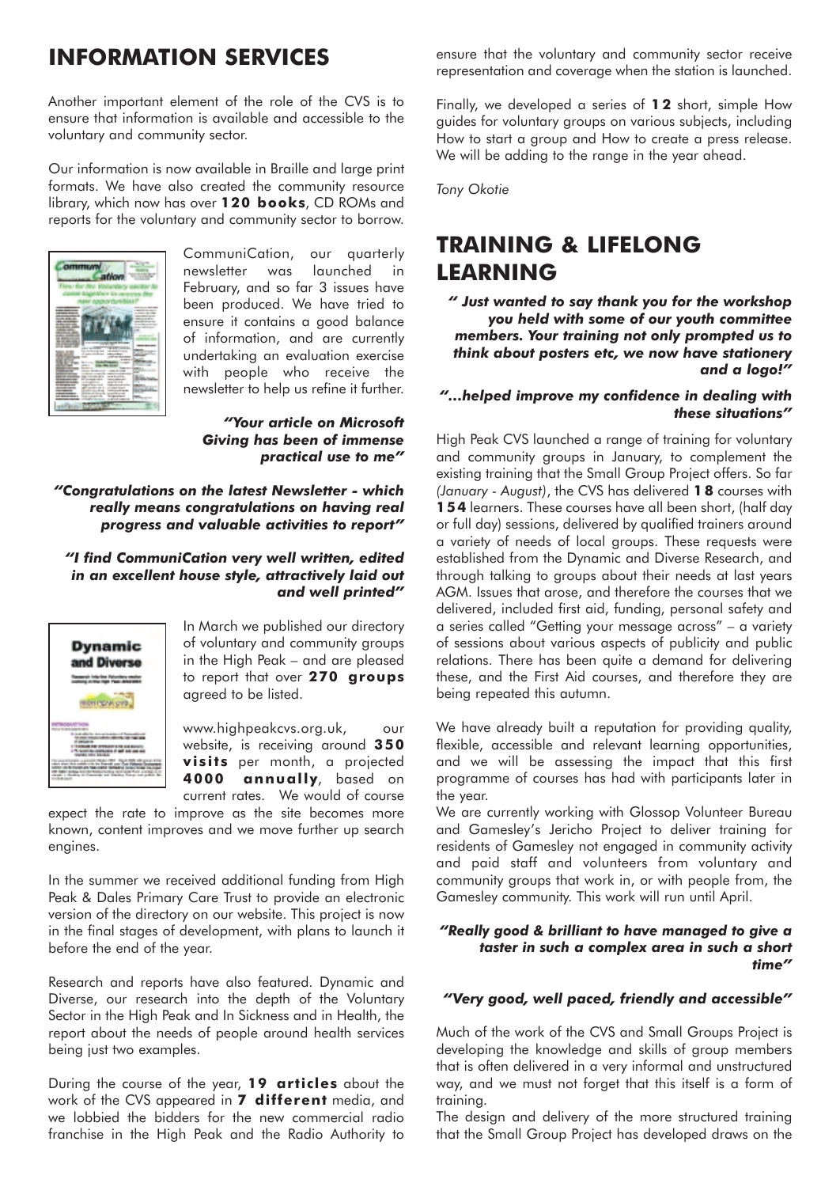## INFORMATION SERVICES

Another important element of the role of the CVS is to ensure that information is available and accessible to the voluntary and community sector.

Our information is now available in Braille and large print formats. We have also created the community resource library, which now has over **120 books**, CD ROMs and reports for the voluntary and community sector to borrow.

CommuniCation, our quarterly newsletter was launched in February, and so far 3 issues have been produced. We have tried to ensure it contains a good balance of information, and are currently undertaking an evaluation exercise with people who receive the newsletter to help us refine it further.

***"Your article on Microsoft Giving has been of immense practical use to me"***

***"Congratulations on the latest Newsletter - which really means congratulations on having real progress and valuable activities to report"***

***"I find CommuniCation very well written, edited in an excellent house style, attractively laid out and well printed"***

In March we published our directory of voluntary and community groups in the High Peak – and are pleased to report that over **270 groups** agreed to be listed.

www.highpeakcvs.org.uk, our website, is receiving around **350 visits** per month, a projected **4000 annually**, based on current rates. We would of course expect the rate to improve as the site becomes more known, content improves and we move further up search engines.

In the summer we received additional funding from High Peak & Dales Primary Care Trust to provide an electronic version of the directory on our website. This project is now in the final stages of development, with plans to launch it before the end of the year.

Research and reports have also featured. Dynamic and Diverse, our research into the depth of the Voluntary Sector in the High Peak and In Sickness and in Health, the report about the needs of people around health services being just two examples.

During the course of the year, **19 articles** about the work of the CVS appeared in **7 different** media, and we lobbied the bidders for the new commercial radio franchise in the High Peak and the Radio Authority to ensure that the voluntary and community sector receive representation and coverage when the station is launched.

Finally, we developed a series of **12** short, simple How guides for voluntary groups on various subjects, including How to start a group and How to create a press release. We will be adding to the range in the year ahead.

*Tony Okotie*

## TRAINING & LIFELONG LEARNING

***" Just wanted to say thank you for the workshop you held with some of our youth committee members. Your training not only prompted us to think about posters etc, we now have stationery and a logo!"***

***"...helped improve my confidence in dealing with these situations"***

High Peak CVS launched a range of training for voluntary and community groups in January, to complement the existing training that the Small Group Project offers. So far *(January - August)*, the CVS has delivered **18** courses with **154** learners. These courses have all been short, (half day or full day) sessions, delivered by qualified trainers around a variety of needs of local groups. These requests were established from the Dynamic and Diverse Research, and through talking to groups about their needs at last years AGM. Issues that arose, and therefore the courses that we delivered, included first aid, funding, personal safety and a series called "Getting your message across" – a variety of sessions about various aspects of publicity and public relations. There has been quite a demand for delivering these, and the First Aid courses, and therefore they are being repeated this autumn.

We have already built a reputation for providing quality, flexible, accessible and relevant learning opportunities, and we will be assessing the impact that this first programme of courses has had with participants later in the year.

We are currently working with Glossop Volunteer Bureau and Gamesley's Jericho Project to deliver training for residents of Gamesley not engaged in community activity and paid staff and volunteers from voluntary and community groups that work in, or with people from, the Gamesley community. This work will run until April.

***"Really good & brilliant to have managed to give a taster in such a complex area in such a short time"***

***"Very good, well paced, friendly and accessible"***

Much of the work of the CVS and Small Groups Project is developing the knowledge and skills of group members that is often delivered in a very informal and unstructured way, and we must not forget that this itself is a form of training.

The design and delivery of the more structured training that the Small Group Project has developed draws on the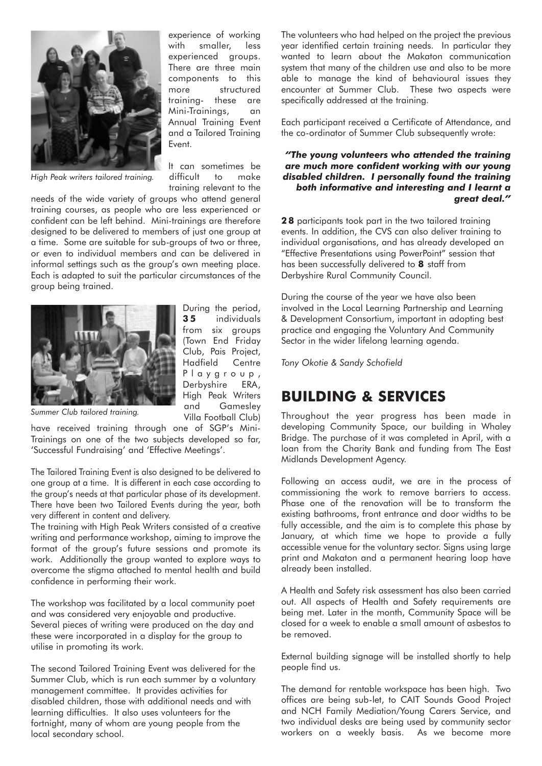experience of working with smaller, less experienced groups. There are three main components to this more structured training- these are Mini-Trainings, an Annual Training Event and a Tailored Training Event.

*High Peak writers tailored training.*

It can sometimes be difficult to make training relevant to the needs of the wide variety of groups who attend general training courses, as people who are less experienced or confident can be left behind. Mini-trainings are therefore designed to be delivered to members of just one group at a time. Some are suitable for sub-groups of two or three, or even to individual members and can be delivered in informal settings such as the group's own meeting place. Each is adapted to suit the particular circumstances of the group being trained.

*Summer Club tailored training.*

During the period, **35** individuals from six groups (Town End Friday Club, Pais Project, Hadfield Centre Playgroup, Derbyshire ERA, High Peak Writers and Gamesley Villa Football Club) have received training through one of SGP's Mini-Trainings on one of the two subjects developed so far, 'Successful Fundraising' and 'Effective Meetings'.

The Tailored Training Event is also designed to be delivered to one group at a time. It is different in each case according to the group's needs at that particular phase of its development. There have been two Tailored Events during the year, both very different in content and delivery.

The training with High Peak Writers consisted of a creative writing and performance workshop, aiming to improve the format of the group's future sessions and promote its work. Additionally the group wanted to explore ways to overcome the stigma attached to mental health and build confidence in performing their work.

The workshop was facilitated by a local community poet and was considered very enjoyable and productive. Several pieces of writing were produced on the day and these were incorporated in a display for the group to utilise in promoting its work.

The second Tailored Training Event was delivered for the Summer Club, which is run each summer by a voluntary management committee. It provides activities for disabled children, those with additional needs and with learning difficulties. It also uses volunteers for the fortnight, many of whom are young people from the local secondary school.

The volunteers who had helped on the project the previous year identified certain training needs. In particular they wanted to learn about the Makaton communication system that many of the children use and also to be more able to manage the kind of behavioural issues they encounter at Summer Club. These two aspects were specifically addressed at the training.

Each participant received a Certificate of Attendance, and the co-ordinator of Summer Club subsequently wrote:

***"The young volunteers who attended the training are much more confident working with our young disabled children. I personally found the training both informative and interesting and I learnt a great deal."***

**28** participants took part in the two tailored training events. In addition, the CVS can also deliver training to individual organisations, and has already developed an "Effective Presentations using PowerPoint" session that has been successfully delivered to **8** staff from Derbyshire Rural Community Council.

During the course of the year we have also been involved in the Local Learning Partnership and Learning & Development Consortium, important in adopting best practice and engaging the Voluntary And Community Sector in the wider lifelong learning agenda.

*Tony Okotie & Sandy Schofield*

## BUILDING & SERVICES

Throughout the year progress has been made in developing Community Space, our building in Whaley Bridge. The purchase of it was completed in April, with a loan from the Charity Bank and funding from The East Midlands Development Agency.

Following an access audit, we are in the process of commissioning the work to remove barriers to access. Phase one of the renovation will be to transform the existing bathrooms, front entrance and door widths to be fully accessible, and the aim is to complete this phase by January, at which time we hope to provide a fully accessible venue for the voluntary sector. Signs using large print and Makaton and a permanent hearing loop have already been installed.

A Health and Safety risk assessment has also been carried out. All aspects of Health and Safety requirements are being met. Later in the month, Community Space will be closed for a week to enable a small amount of asbestos to be removed.

External building signage will be installed shortly to help people find us.

The demand for rentable workspace has been high. Two offices are being sub-let, to CAIT Sounds Good Project and NCH Family Mediation/Young Carers Service, and two individual desks are being used by community sector workers on a weekly basis. As we become more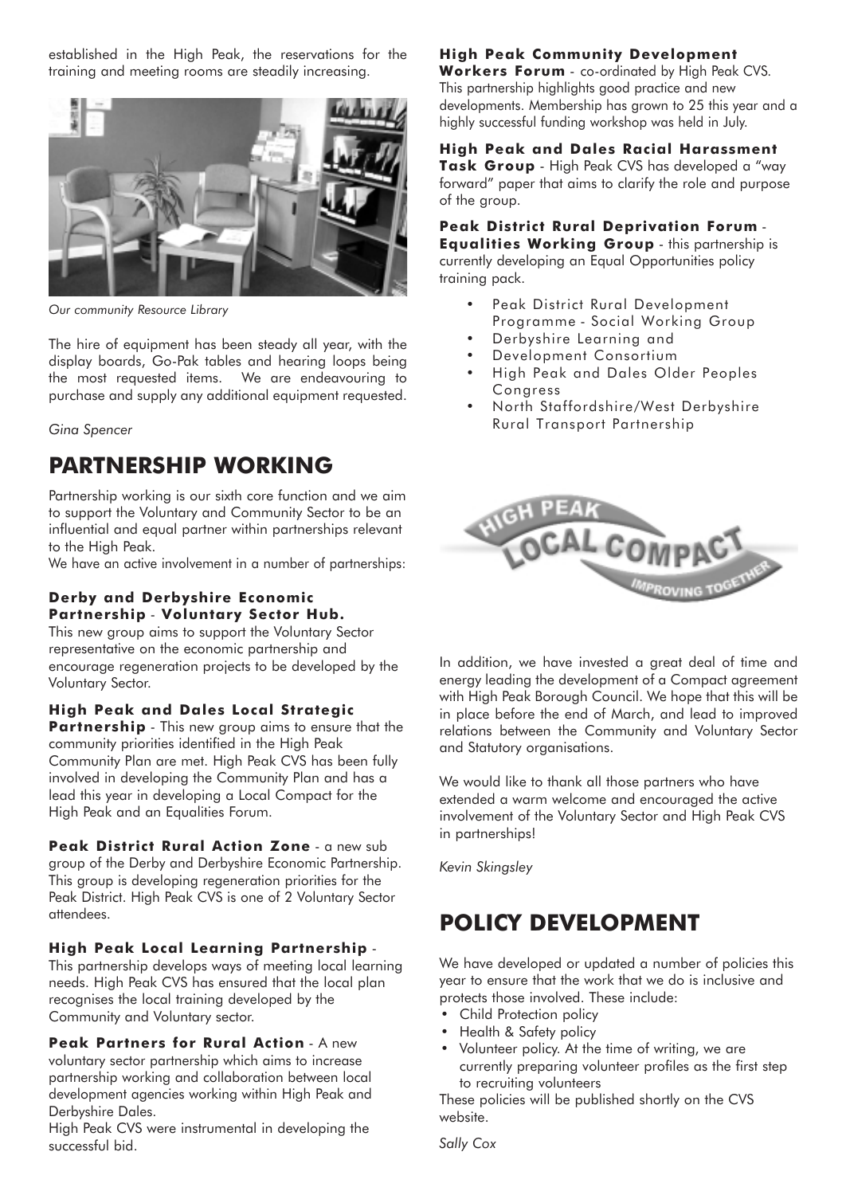established in the High Peak, the reservations for the training and meeting rooms are steadily increasing.

*Our community Resource Library*

The hire of equipment has been steady all year, with the display boards, Go-Pak tables and hearing loops being the most requested items. We are endeavouring to purchase and supply any additional equipment requested.

*Gina Spencer*

## PARTNERSHIP WORKING

Partnership working is our sixth core function and we aim to support the Voluntary and Community Sector to be an influential and equal partner within partnerships relevant to the High Peak.

We have an active involvement in a number of partnerships:

**Derby and Derbyshire Economic Partnership - Voluntary Sector Hub.**
This new group aims to support the Voluntary Sector representative on the economic partnership and encourage regeneration projects to be developed by the Voluntary Sector.

**High Peak and Dales Local Strategic Partnership** - This new group aims to ensure that the community priorities identified in the High Peak Community Plan are met. High Peak CVS has been fully involved in developing the Community Plan and has a lead this year in developing a Local Compact for the High Peak and an Equalities Forum.

**Peak District Rural Action Zone** - a new sub group of the Derby and Derbyshire Economic Partnership. This group is developing regeneration priorities for the Peak District. High Peak CVS is one of 2 Voluntary Sector attendees.

**High Peak Local Learning Partnership** - This partnership develops ways of meeting local learning needs. High Peak CVS has ensured that the local plan recognises the local training developed by the Community and Voluntary sector.

**Peak Partners for Rural Action** - A new voluntary sector partnership which aims to increase partnership working and collaboration between local development agencies working within High Peak and Derbyshire Dales.
High Peak CVS were instrumental in developing the successful bid.

**High Peak Community Development Workers Forum** - co-ordinated by High Peak CVS. This partnership highlights good practice and new developments. Membership has grown to 25 this year and a highly successful funding workshop was held in July.

**High Peak and Dales Racial Harassment Task Group** - High Peak CVS has developed a "way forward" paper that aims to clarify the role and purpose of the group.

**Peak District Rural Deprivation Forum - Equalities Working Group** - this partnership is currently developing an Equal Opportunities policy training pack.

- Peak District Rural Development Programme - Social Working Group
- Derbyshire Learning and
- Development Consortium
- High Peak and Dales Older Peoples Congress
- North Staffordshire/West Derbyshire Rural Transport Partnership

HIGH PEAK LOCAL COMPACT IMPROVING TOGETHER

In addition, we have invested a great deal of time and energy leading the development of a Compact agreement with High Peak Borough Council. We hope that this will be in place before the end of March, and lead to improved relations between the Community and Voluntary Sector and Statutory organisations.

We would like to thank all those partners who have extended a warm welcome and encouraged the active involvement of the Voluntary Sector and High Peak CVS in partnerships!

*Kevin Skingsley*

## POLICY DEVELOPMENT

We have developed or updated a number of policies this year to ensure that the work that we do is inclusive and protects those involved. These include:

- Child Protection policy
- Health & Safety policy
- Volunteer policy. At the time of writing, we are currently preparing volunteer profiles as the first step to recruiting volunteers

These policies will be published shortly on the CVS website.

*Sally Cox*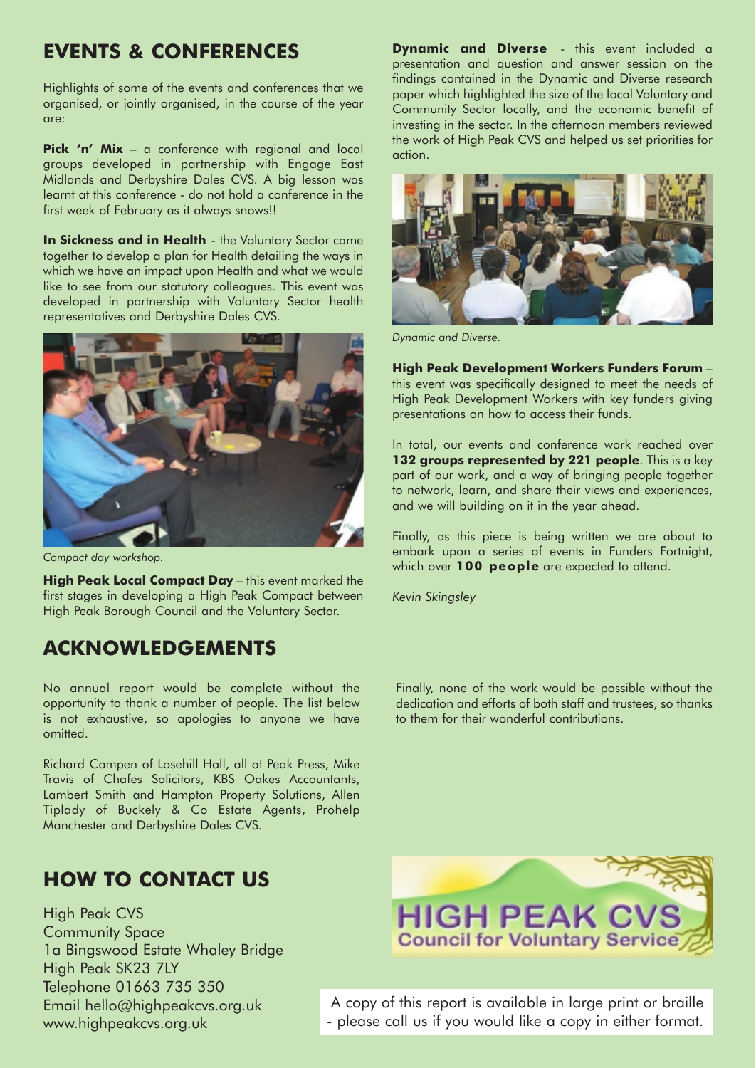## EVENTS & CONFERENCES

Highlights of some of the events and conferences that we organised, or jointly organised, in the course of the year are:

**Pick 'n' Mix** – a conference with regional and local groups developed in partnership with Engage East Midlands and Derbyshire Dales CVS. A big lesson was learnt at this conference - do not hold a conference in the first week of February as it always snows!!

**In Sickness and in Health** - the Voluntary Sector came together to develop a plan for Health detailing the ways in which we have an impact upon Health and what we would like to see from our statutory colleagues. This event was developed in partnership with Voluntary Sector health representatives and Derbyshire Dales CVS.

*Compact day workshop.*

**High Peak Local Compact Day** – this event marked the first stages in developing a High Peak Compact between High Peak Borough Council and the Voluntary Sector.

**Dynamic and Diverse** - this event included a presentation and question and answer session on the findings contained in the Dynamic and Diverse research paper which highlighted the size of the local Voluntary and Community Sector locally, and the economic benefit of investing in the sector. In the afternoon members reviewed the work of High Peak CVS and helped us set priorities for action.

*Dynamic and Diverse.*

**High Peak Development Workers Funders Forum** – this event was specifically designed to meet the needs of High Peak Development Workers with key funders giving presentations on how to access their funds.

In total, our events and conference work reached over **132 groups represented by 221 people**. This is a key part of our work, and a way of bringing people together to network, learn, and share their views and experiences, and we will building on it in the year ahead.

Finally, as this piece is being written we are about to embark upon a series of events in Funders Fortnight, which over **100 people** are expected to attend.

*Kevin Skingsley*

## ACKNOWLEDGEMENTS

No annual report would be complete without the opportunity to thank a number of people. The list below is not exhaustive, so apologies to anyone we have omitted.

Richard Campen of Losehill Hall, all at Peak Press, Mike Travis of Chafes Solicitors, KBS Oakes Accountants, Lambert Smith and Hampton Property Solutions, Allen Tiplady of Buckely & Co Estate Agents, Prohelp Manchester and Derbyshire Dales CVS.

Finally, none of the work would be possible without the dedication and efforts of both staff and trustees, so thanks to them for their wonderful contributions.

## HOW TO CONTACT US

High Peak CVS
Community Space
1a Bingswood Estate Whaley Bridge
High Peak SK23 7LY
Telephone 01663 735 350
Email hello@highpeakcvs.org.uk
www.highpeakcvs.org.uk

HIGH PEAK CVS
Council for Voluntary Service

A copy of this report is available in large print or braille - please call us if you would like a copy in either format.